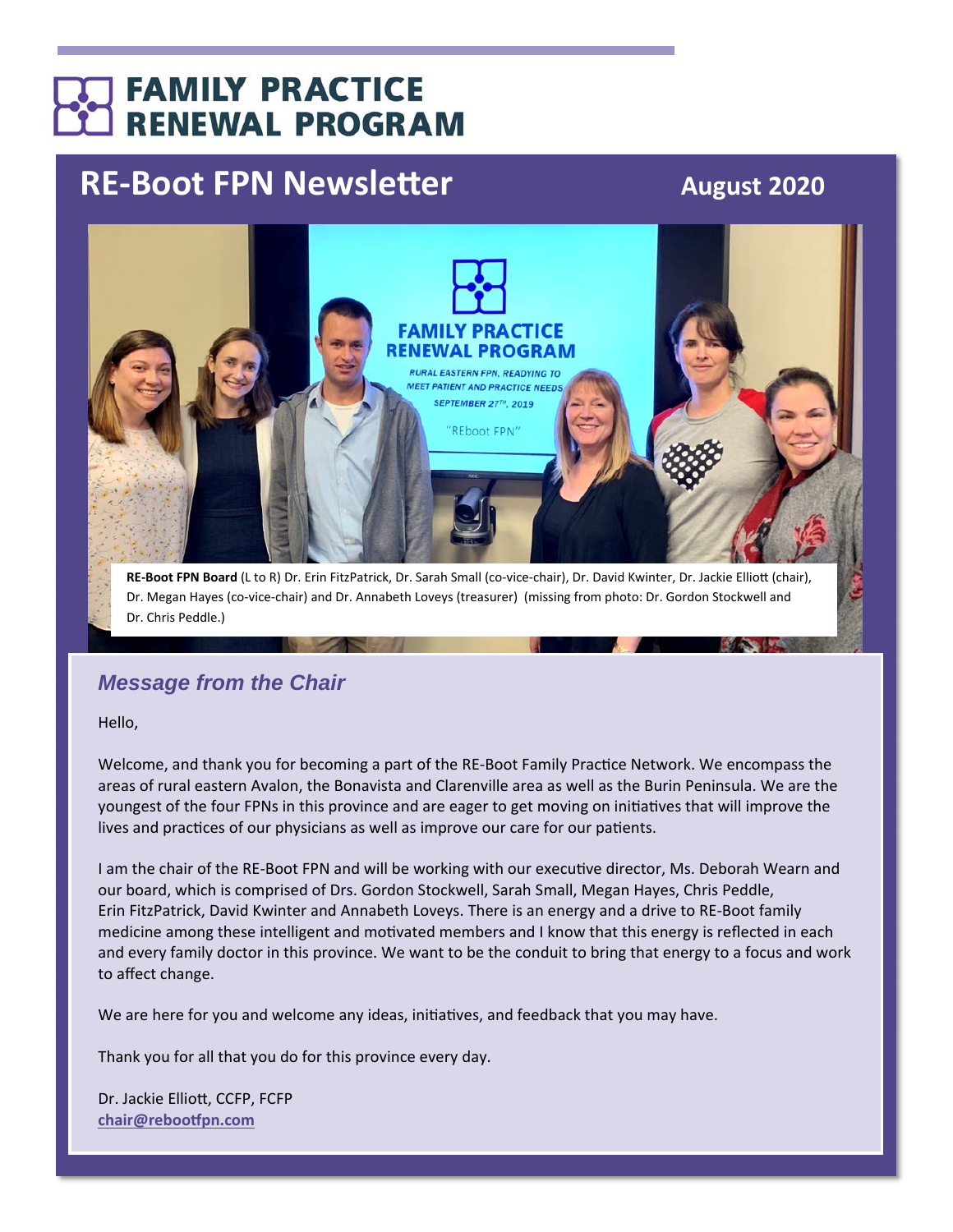# FAMILY PRACTICE RENEWAL PROGRAM

## RE-Boot FPN Newsletter

**August 2020**

**RE-Boot FPN Board** (L to R) Dr. Erin FitzPatrick, Dr. Sarah Small (co-vice-chair), Dr. David Kwinter, Dr. Jackie Elliott (chair), Dr. Megan Hayes (co-vice-chair) and Dr. Annabeth Loveys (treasurer) (missing from photo: Dr. Gordon Stockwell and Dr. Chris Peddle.)

### *Message from the Chair*

Hello,

Welcome, and thank you for becoming a part of the RE-Boot Family Practice Network. We encompass the areas of rural eastern Avalon, the Bonavista and Clarenville area as well as the Burin Peninsula. We are the youngest of the four FPNs in this province and are eager to get moving on initiatives that will improve the lives and practices of our physicians as well as improve our care for our patients.

I am the chair of the RE-Boot FPN and will be working with our executive director, Ms. Deborah Wearn and our board, which is comprised of Drs. Gordon Stockwell, Sarah Small, Megan Hayes, Chris Peddle, Erin FitzPatrick, David Kwinter and Annabeth Loveys. There is an energy and a drive to RE-Boot family medicine among these intelligent and motivated members and I know that this energy is reflected in each and every family doctor in this province. We want to be the conduit to bring that energy to a focus and work to affect change.

We are here for you and welcome any ideas, initiatives, and feedback that you may have.

Thank you for all that you do for this province every day.

Dr. Jackie Elliott, CCFP, FCFP
**chair@rebootfpn.com**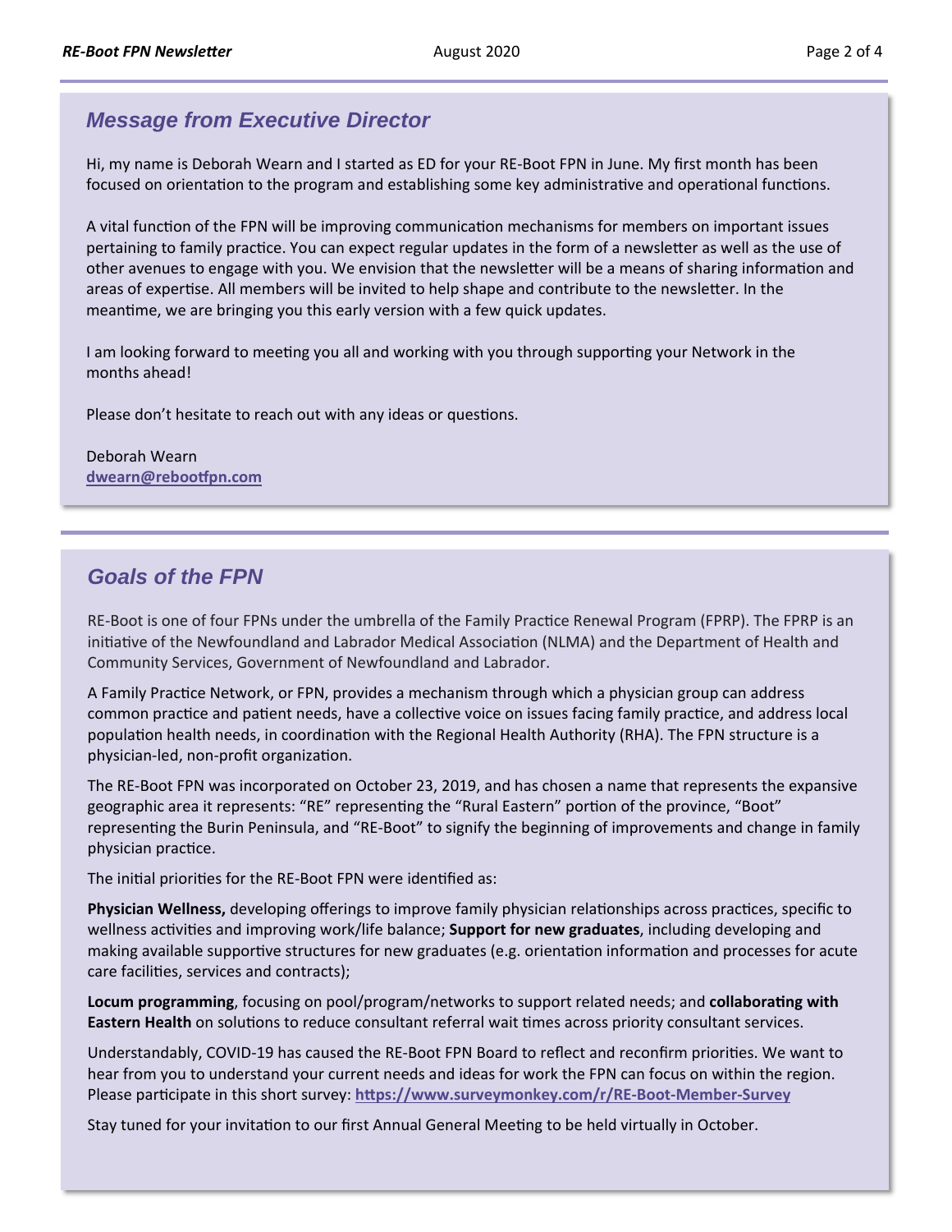## *Message from Executive Director*

Hi, my name is Deborah Wearn and I started as ED for your RE-Boot FPN in June. My first month has been focused on orientation to the program and establishing some key administrative and operational functions.

A vital function of the FPN will be improving communication mechanisms for members on important issues pertaining to family practice. You can expect regular updates in the form of a newsletter as well as the use of other avenues to engage with you. We envision that the newsletter will be a means of sharing information and areas of expertise. All members will be invited to help shape and contribute to the newsletter. In the meantime, we are bringing you this early version with a few quick updates.

I am looking forward to meeting you all and working with you through supporting your Network in the months ahead!

Please don't hesitate to reach out with any ideas or questions.

Deborah Wearn
**dwearn@rebootfpn.com**

## *Goals of the FPN*

RE-Boot is one of four FPNs under the umbrella of the Family Practice Renewal Program (FPRP). The FPRP is an initiative of the Newfoundland and Labrador Medical Association (NLMA) and the Department of Health and Community Services, Government of Newfoundland and Labrador.

A Family Practice Network, or FPN, provides a mechanism through which a physician group can address common practice and patient needs, have a collective voice on issues facing family practice, and address local population health needs, in coordination with the Regional Health Authority (RHA). The FPN structure is a physician-led, non-profit organization.

The RE-Boot FPN was incorporated on October 23, 2019, and has chosen a name that represents the expansive geographic area it represents: "RE" representing the "Rural Eastern" portion of the province, "Boot" representing the Burin Peninsula, and "RE-Boot" to signify the beginning of improvements and change in family physician practice.

The initial priorities for the RE-Boot FPN were identified as:

**Physician Wellness,** developing offerings to improve family physician relationships across practices, specific to wellness activities and improving work/life balance; **Support for new graduates**, including developing and making available supportive structures for new graduates (e.g. orientation information and processes for acute care facilities, services and contracts);

**Locum programming**, focusing on pool/program/networks to support related needs; and **collaborating with Eastern Health** on solutions to reduce consultant referral wait times across priority consultant services.

Understandably, COVID-19 has caused the RE-Boot FPN Board to reflect and reconfirm priorities. We want to hear from you to understand your current needs and ideas for work the FPN can focus on within the region. Please participate in this short survey: **https://www.surveymonkey.com/r/RE-Boot-Member-Survey**

Stay tuned for your invitation to our first Annual General Meeting to be held virtually in October.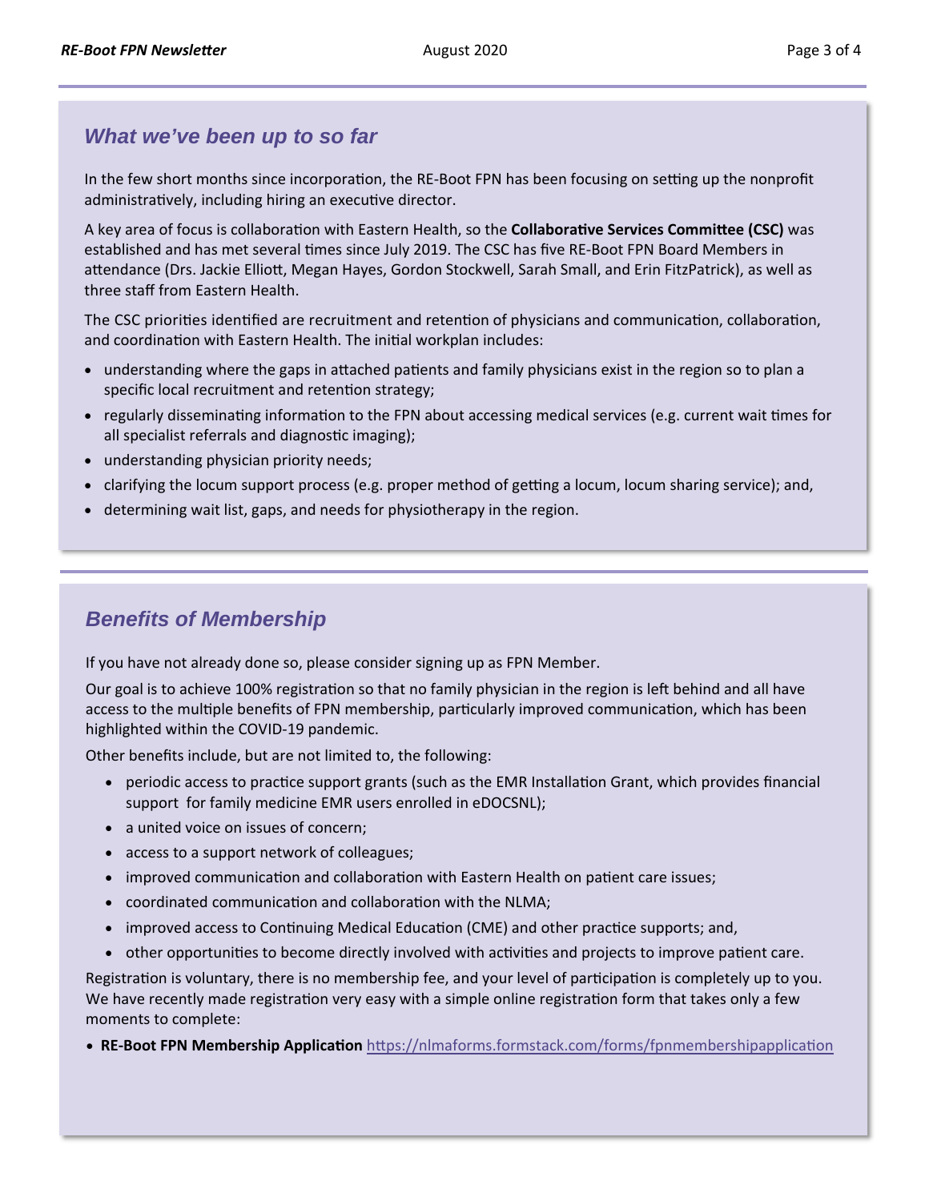## *What we've been up to so far*

In the few short months since incorporation, the RE-Boot FPN has been focusing on setting up the nonprofit administratively, including hiring an executive director.

A key area of focus is collaboration with Eastern Health, so the **Collaborative Services Committee (CSC)** was established and has met several times since July 2019. The CSC has five RE-Boot FPN Board Members in attendance (Drs. Jackie Elliott, Megan Hayes, Gordon Stockwell, Sarah Small, and Erin FitzPatrick), as well as three staff from Eastern Health.

The CSC priorities identified are recruitment and retention of physicians and communication, collaboration, and coordination with Eastern Health. The initial workplan includes:

- understanding where the gaps in attached patients and family physicians exist in the region so to plan a specific local recruitment and retention strategy;
- regularly disseminating information to the FPN about accessing medical services (e.g. current wait times for all specialist referrals and diagnostic imaging);
- understanding physician priority needs;
- clarifying the locum support process (e.g. proper method of getting a locum, locum sharing service); and,
- determining wait list, gaps, and needs for physiotherapy in the region.

## *Benefits of Membership*

If you have not already done so, please consider signing up as FPN Member.

Our goal is to achieve 100% registration so that no family physician in the region is left behind and all have access to the multiple benefits of FPN membership, particularly improved communication, which has been highlighted within the COVID-19 pandemic.

Other benefits include, but are not limited to, the following:

- periodic access to practice support grants (such as the EMR Installation Grant, which provides financial support for family medicine EMR users enrolled in eDOCSNL);
- a united voice on issues of concern;
- access to a support network of colleagues;
- improved communication and collaboration with Eastern Health on patient care issues;
- coordinated communication and collaboration with the NLMA;
- improved access to Continuing Medical Education (CME) and other practice supports; and,
- other opportunities to become directly involved with activities and projects to improve patient care.

Registration is voluntary, there is no membership fee, and your level of participation is completely up to you. We have recently made registration very easy with a simple online registration form that takes only a few moments to complete:

- **RE-Boot FPN Membership Application** https://nlmaforms.formstack.com/forms/fpnmembershipapplication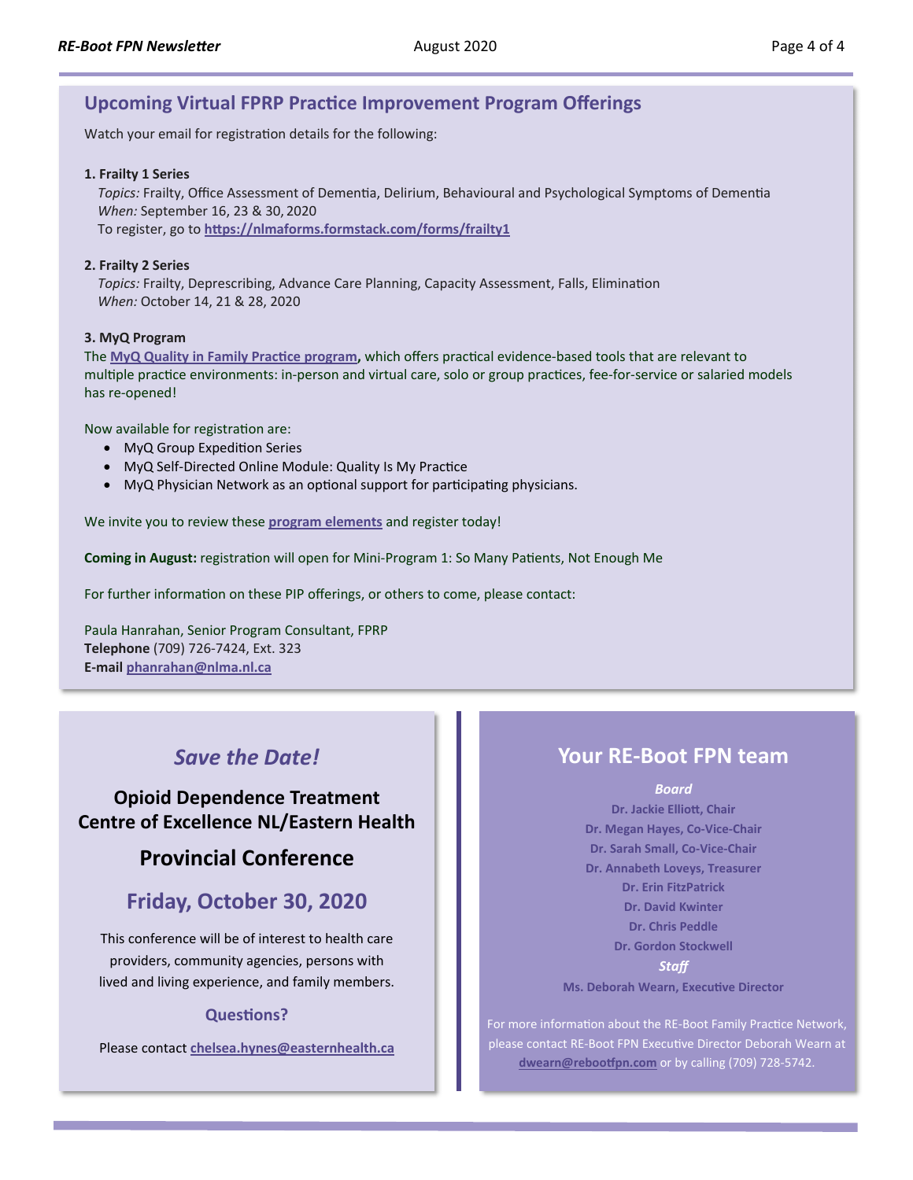## Upcoming Virtual FPRP Practice Improvement Program Offerings

Watch your email for registration details for the following:

**1. Frailty 1 Series**

*Topics:* Frailty, Office Assessment of Dementia, Delirium, Behavioural and Psychological Symptoms of Dementia
*When:* September 16, 23 & 30, 2020
To register, go to **https://nlmaforms.formstack.com/forms/frailty1**

**2. Frailty 2 Series**

*Topics:* Frailty, Deprescribing, Advance Care Planning, Capacity Assessment, Falls, Elimination
*When:* October 14, 21 & 28, 2020

**3. MyQ Program**

The **MyQ Quality in Family Practice program,** which offers practical evidence-based tools that are relevant to multiple practice environments: in-person and virtual care, solo or group practices, fee-for-service or salaried models has re-opened!

Now available for registration are:

- MyQ Group Expedition Series
- MyQ Self-Directed Online Module: Quality Is My Practice
- MyQ Physician Network as an optional support for participating physicians.

We invite you to review these **program elements** and register today!

**Coming in August:** registration will open for Mini-Program 1: So Many Patients, Not Enough Me

For further information on these PIP offerings, or others to come, please contact:

Paula Hanrahan, Senior Program Consultant, FPRP
**Telephone** (709) 726-7424, Ext. 323
**E-mail** **phanrahan@nlma.nl.ca**

## *Save the Date!*

### Opioid Dependence Treatment Centre of Excellence NL/Eastern Health

### Provincial Conference

### Friday, October 30, 2020

This conference will be of interest to health care providers, community agencies, persons with lived and living experience, and family members.

**Questions?**

Please contact **chelsea.hynes@easternhealth.ca**

## Your RE-Boot FPN team

***Board***

**Dr. Jackie Elliott, Chair**
**Dr. Megan Hayes, Co-Vice-Chair**
**Dr. Sarah Small, Co-Vice-Chair**
**Dr. Annabeth Loveys, Treasurer**
**Dr. Erin FitzPatrick**
**Dr. David Kwinter**
**Dr. Chris Peddle**
**Dr. Gordon Stockwell**

***Staff***

**Ms. Deborah Wearn, Executive Director**

For more information about the RE-Boot Family Practice Network, please contact RE-Boot FPN Executive Director Deborah Wearn at **dwearn@rebootfpn.com** or by calling (709) 728-5742.